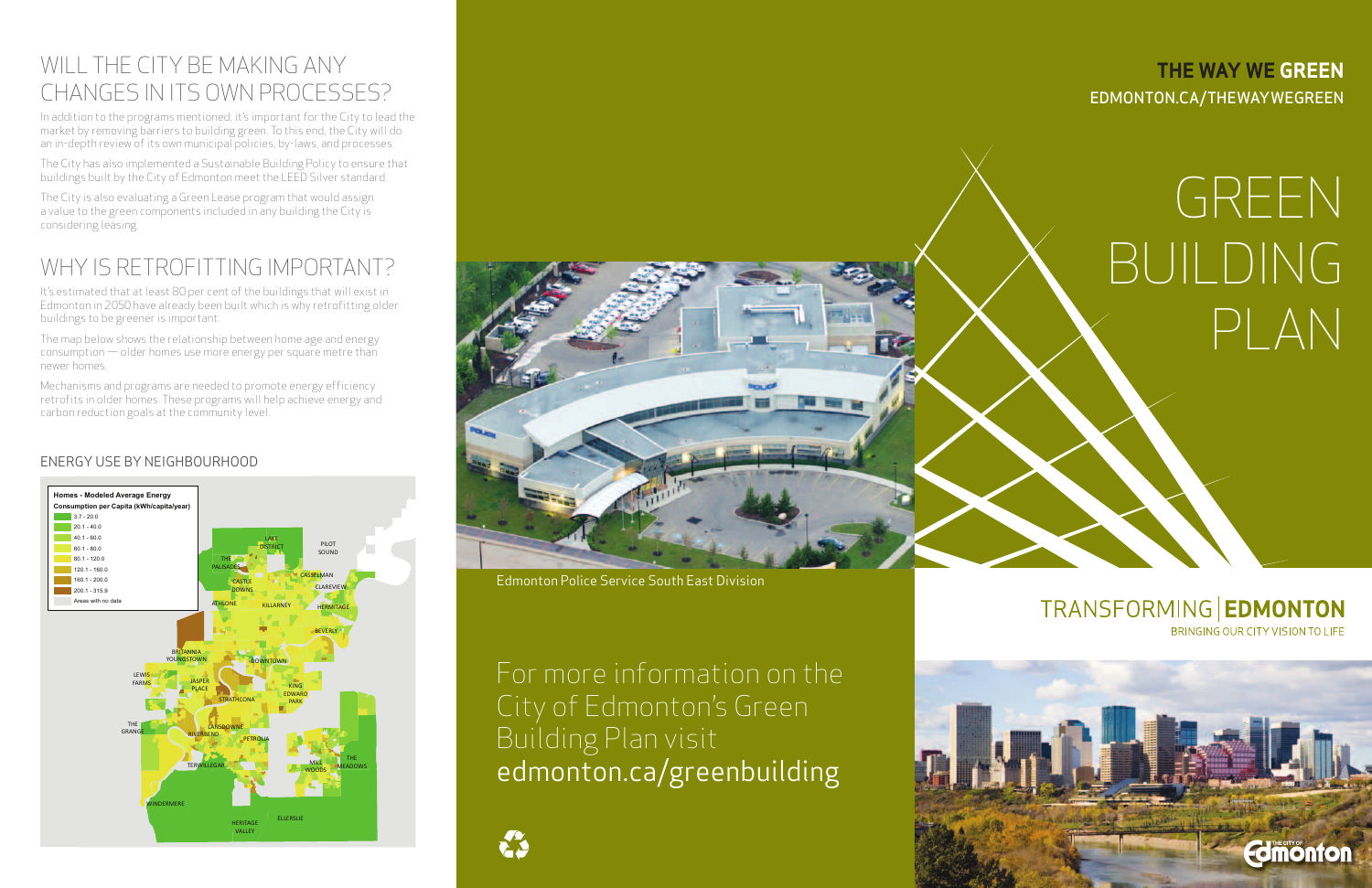## WILL THE CITY BE MAKING ANY CHANGES IN ITS OWN PROCESSES?

In addition to the programs mentioned, it's important for the City to lead the market by removing barriers to building green. To this end, the City will do an in-depth review of its own municipal policies, by-laws, and processes.

The City has also implemented a Sustainable Building Policy to ensure that buildings built by the City of Edmonton meet the LEED Silver standard.

The City is also evaluating a Green Lease program that would assign a value to the green components included in any building the City is considering leasing.

## WHY IS RETROFITTING IMPORTANT?

It's estimated that at least 80 per cent of the buildings that will exist in Edmonton in 2050 have already been built which is why retrofitting older buildings to be greener is important.

The map below shows the relationship between home age and energy consumption — older homes use more energy per square metre than newer homes.

Mechanisms and programs are needed to promote energy efficiency retrofits in older homes. These programs will help achieve energy and carbon reduction goals at the community level.

### ENERGY USE BY NEIGHBOURHOOD

**Homes - Modeled Average Energy Consumption per Capita (kWh/capita/year)**

- 3.7 - 20.0
- 20.1 - 40.0
- 40.1 - 60.0
- 60.1 - 80.0
- 80.1 - 120.0
- 120.1 - 160.0
- 160.1 - 200.0
- 200.1 - 315.9
- Areas with no data

Edmonton Police Service South East Division

For more information on the City of Edmonton's Green Building Plan visit edmonton.ca/greenbuilding

**THE WAY WE GREEN**
EDMONTON.CA/THEWAYWEGREEN

# GREEN BUILDING PLAN

TRANSFORMING | **EDMONTON**
BRINGING OUR CITY VISION TO LIFE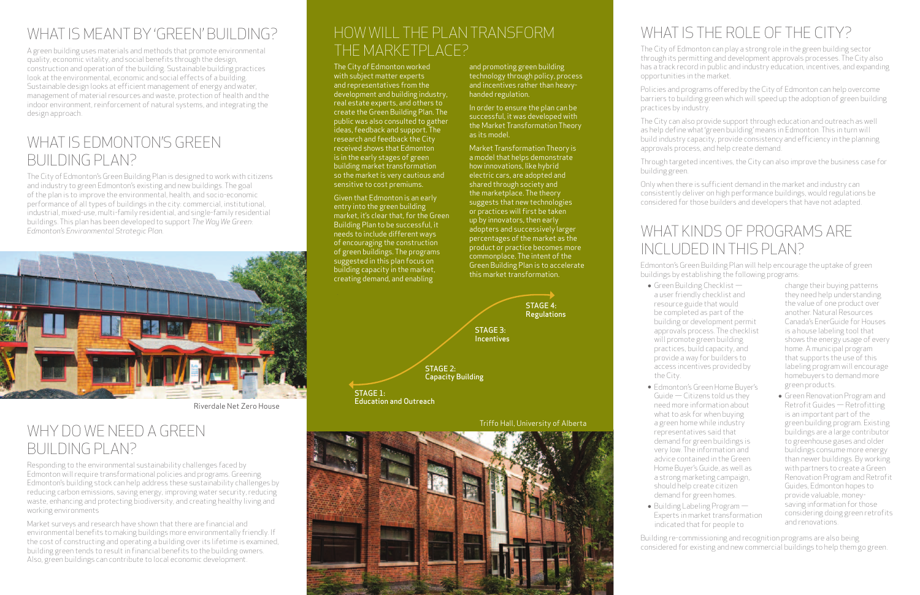# WHAT IS MEANT BY 'GREEN' BUILDING?

A green building uses materials and methods that promote environmental quality, economic vitality, and social benefits through the design, construction and operation of the building. Sustainable building practices look at the environmental, economic and social effects of a building. Sustainable design looks at efficient management of energy and water, management of material resources and waste, protection of health and the indoor environment, reinforcement of natural systems, and integrating the design approach.

# WHAT IS EDMONTON'S GREEN BUILDING PLAN?

The City of Edmonton's Green Building Plan is designed to work with citizens and industry to green Edmonton's existing and new buildings. The goal of the plan is to improve the environmental, health, and socio-economic performance of all types of buildings in the city: commercial, institutional, industrial, mixed-use, multi-family residential, and single-family residential buildings. This plan has been developed to support *The Way We Green: Edmonton's Environmental Strategic Plan.*

Riverdale Net Zero House

# WHY DO WE NEED A GREEN BUILDING PLAN?

Responding to the environmental sustainability challenges faced by Edmonton will require transformational policies and programs. Greening Edmonton's building stock can help address these sustainability challenges by reducing carbon emissions, saving energy, improving water security, reducing waste, enhancing and protecting biodiversity, and creating healthy living and working environments.

Market surveys and research have shown that there are financial and environmental benefits to making buildings more environmentally friendly. If the cost of constructing and operating a building over its lifetime is examined, building green tends to result in financial benefits to the building owners. Also, green buildings can contribute to local economic development.

# HOW WILL THE PLAN TRANSFORM THE MARKETPLACE?

The City of Edmonton worked with subject matter experts and representatives from the development and building industry, real estate experts, and others to create the Green Building Plan. The public was also consulted to gather ideas, feedback and support. The research and feedback the City received shows that Edmonton is in the early stages of green building market transformation so the market is very cautious and sensitive to cost premiums.

Given that Edmonton is an early entry into the green building market, it's clear that, for the Green Building Plan to be successful, it needs to include different ways of encouraging the construction of green buildings. The programs suggested in this plan focus on building capacity in the market, creating demand, and enabling and promoting green building technology through policy, process and incentives rather than heavy-handed regulation.

In order to ensure the plan can be successful, it was developed with the Market Transformation Theory as its model.

Market Transformation Theory is a model that helps demonstrate how innovations, like hybrid electric cars, are adopted and shared through society and the marketplace. The theory suggests that new technologies or practices will first be taken up by innovators, then early adopters and successively larger percentages of the market as the product or practice becomes more commonplace. The intent of the Green Building Plan is to accelerate this market transformation.

STAGE 4: Regulations

STAGE 3: Incentives

STAGE 2: Capacity Building

STAGE 1: Education and Outreach

Triffo Hall, University of Alberta

# WHAT IS THE ROLE OF THE CITY?

The City of Edmonton can play a strong role in the green building sector through its permitting and development approvals processes. The City also has a track record in public and industry education, incentives, and expanding opportunities in the market.

Policies and programs offered by the City of Edmonton can help overcome barriers to building green which will speed up the adoption of green building practices by industry.

The City can also provide support through education and outreach as well as help define what 'green building' means in Edmonton. This in turn will build industry capacity, provide consistency and efficiency in the planning approvals process, and help create demand.

Through targeted incentives, the City can also improve the business case for building green.

Only when there is sufficient demand in the market and industry can consistently deliver on high performance buildings, would regulations be considered for those builders and developers that have not adapted.

# WHAT KINDS OF PROGRAMS ARE INCLUDED IN THIS PLAN?

Edmonton's Green Building Plan will help encourage the uptake of green buildings by establishing the following programs:

- Green Building Checklist — a user friendly checklist and resource guide that would be completed as part of the building or development permit approvals process. The checklist will promote green building practices, build capacity, and provide a way for builders to access incentives provided by the City.
- Edmonton's Green Home Buyer's Guide — Citizens told us they need more information about what to ask for when buying a green home while industry representatives said that demand for green buildings is very low. The information and advice contained in the Green Home Buyer's Guide, as well as a strong marketing campaign, should help create citizen demand for green homes.
- Building Labeling Program — Experts in market transformation indicated that for people to change their buying patterns they need help understanding the value of one product over another. Natural Resources Canada's EnerGuide for Houses is a house labeling tool that shows the energy usage of every home. A municipal program that supports the use of this labeling program will encourage homebuyers to demand more green products.
- Green Renovation Program and Retrofit Guides — Retrofitting is an important part of the green building program. Existing buildings are a large contributor to greenhouse gases and older buildings consume more energy than newer buildings. By working with partners to create a Green Renovation Program and Retrofit Guides, Edmonton hopes to provide valuable, money-saving information for those considering doing green retrofits and renovations.

Building re-commissioning and recognition programs are also being considered for existing and new commercial buildings to help them go green.